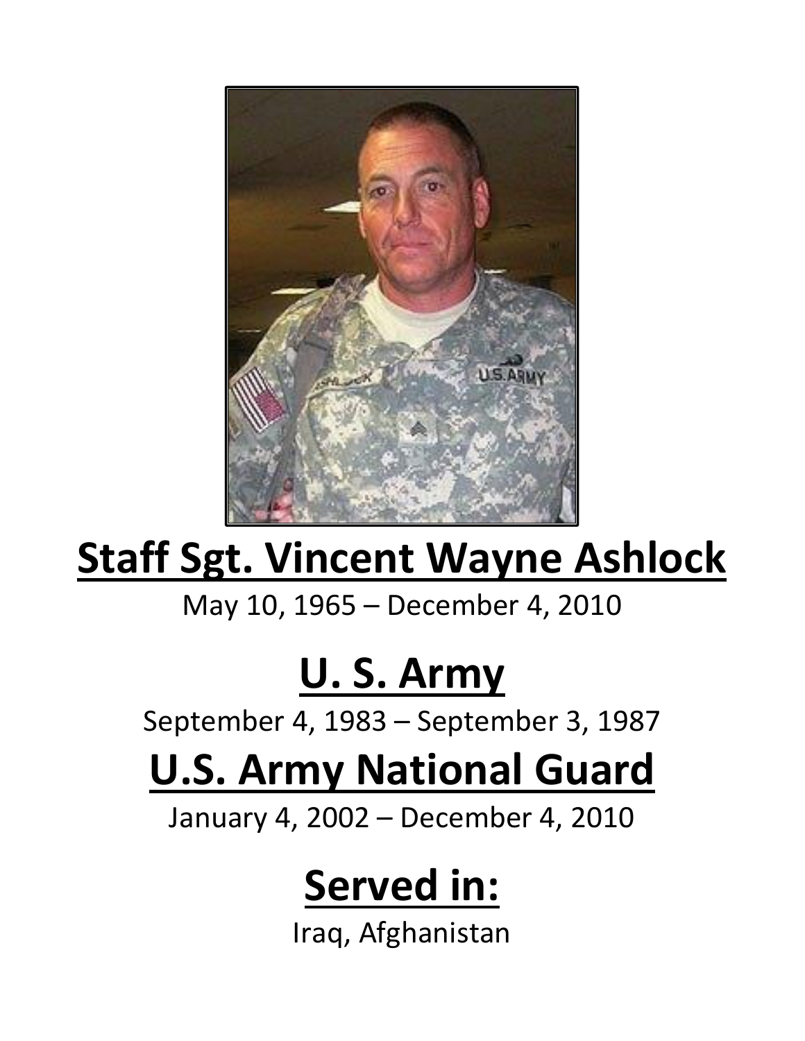# Staff Sgt. Vincent Wayne Ashlock

May 10, 1965 – December 4, 2010

## U. S. Army

September 4, 1983 – September 3, 1987

## U.S. Army National Guard

January 4, 2002 – December 4, 2010

## Served in:

Iraq, Afghanistan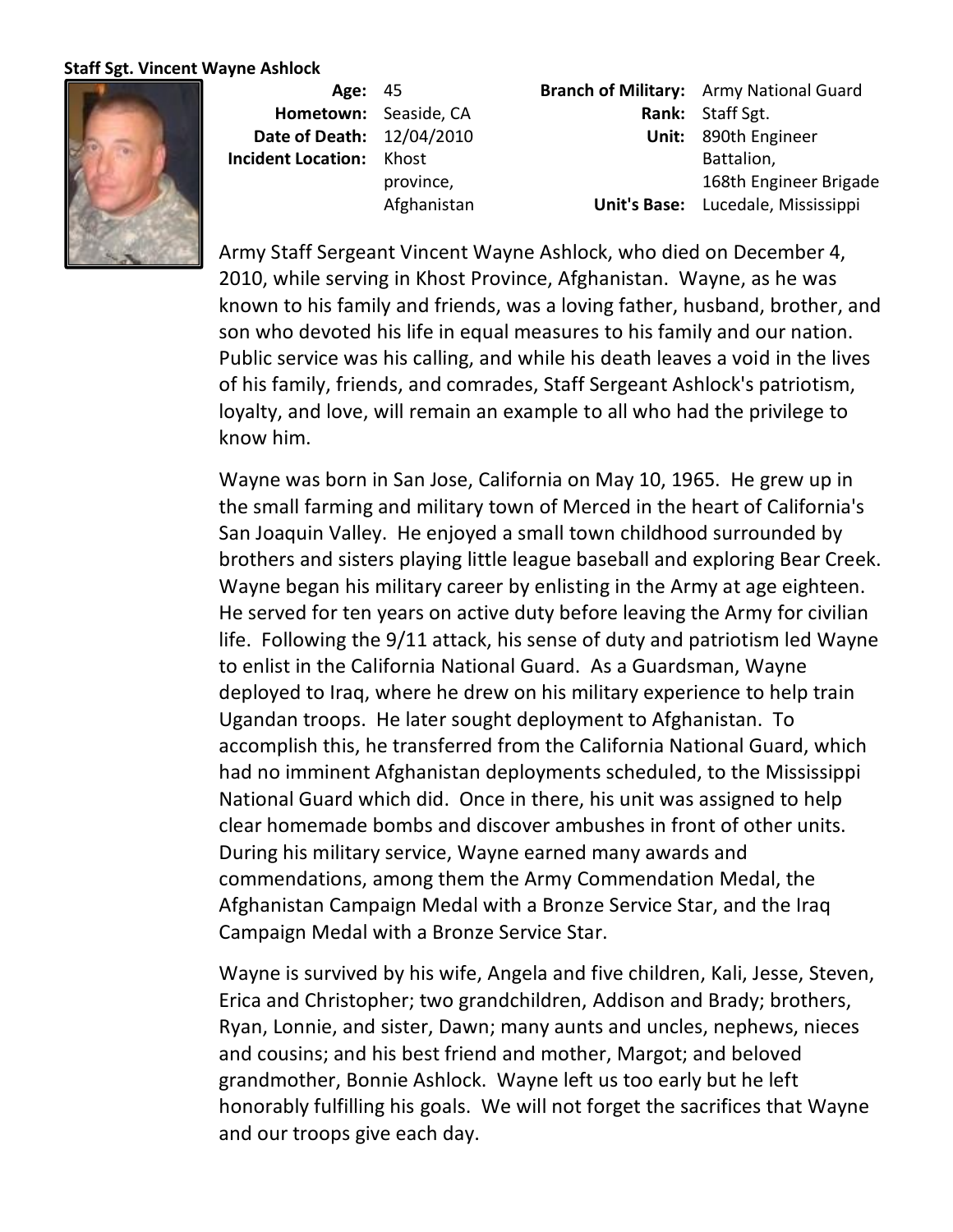**Staff Sgt. Vincent Wayne Ashlock**

| | | | |
|---|---|---|---|
| **Age:** | 45 | **Branch of Military:** | Army National Guard |
| **Hometown:** | Seaside, CA | **Rank:** | Staff Sgt. |
| **Date of Death:** | 12/04/2010 | **Unit:** | 890th Engineer Battalion, 168th Engineer Brigade |
| **Incident Location:** | Khost province, Afghanistan | **Unit's Base:** | Lucedale, Mississippi |

Army Staff Sergeant Vincent Wayne Ashlock, who died on December 4, 2010, while serving in Khost Province, Afghanistan. Wayne, as he was known to his family and friends, was a loving father, husband, brother, and son who devoted his life in equal measures to his family and our nation. Public service was his calling, and while his death leaves a void in the lives of his family, friends, and comrades, Staff Sergeant Ashlock's patriotism, loyalty, and love, will remain an example to all who had the privilege to know him.

Wayne was born in San Jose, California on May 10, 1965. He grew up in the small farming and military town of Merced in the heart of California's San Joaquin Valley. He enjoyed a small town childhood surrounded by brothers and sisters playing little league baseball and exploring Bear Creek. Wayne began his military career by enlisting in the Army at age eighteen. He served for ten years on active duty before leaving the Army for civilian life. Following the 9/11 attack, his sense of duty and patriotism led Wayne to enlist in the California National Guard. As a Guardsman, Wayne deployed to Iraq, where he drew on his military experience to help train Ugandan troops. He later sought deployment to Afghanistan. To accomplish this, he transferred from the California National Guard, which had no imminent Afghanistan deployments scheduled, to the Mississippi National Guard which did. Once in there, his unit was assigned to help clear homemade bombs and discover ambushes in front of other units. During his military service, Wayne earned many awards and commendations, among them the Army Commendation Medal, the Afghanistan Campaign Medal with a Bronze Service Star, and the Iraq Campaign Medal with a Bronze Service Star.

Wayne is survived by his wife, Angela and five children, Kali, Jesse, Steven, Erica and Christopher; two grandchildren, Addison and Brady; brothers, Ryan, Lonnie, and sister, Dawn; many aunts and uncles, nephews, nieces and cousins; and his best friend and mother, Margot; and beloved grandmother, Bonnie Ashlock. Wayne left us too early but he left honorably fulfilling his goals. We will not forget the sacrifices that Wayne and our troops give each day.